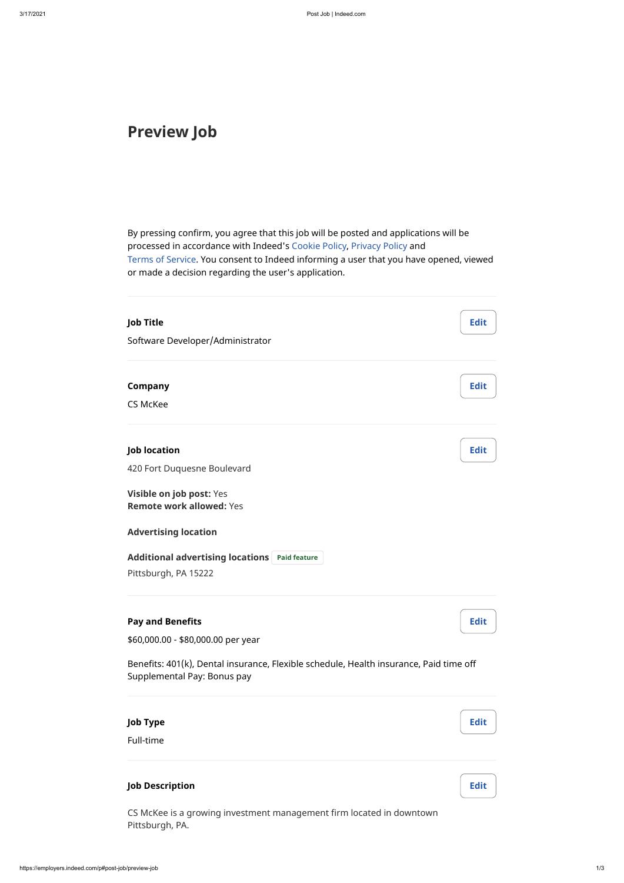# Preview Job

By pressing confirm, you agree that this job will be posted and applications will be processed in accordance with Indeed's Cookie Policy, Privacy Policy and Terms of Service. You consent to Indeed informing a user that you have opened, viewed or made a decision regarding the user's application.

**Job Title**

Software Developer/Administrator

**Company**

CS McKee

**Job location**

420 Fort Duquesne Boulevard

**Visible on job post:** Yes
**Remote work allowed:** Yes

**Advertising location**

**Additional advertising locations** Paid feature

Pittsburgh, PA 15222

**Pay and Benefits**

$60,000.00 - $80,000.00 per year

Benefits: 401(k), Dental insurance, Flexible schedule, Health insurance, Paid time off
Supplemental Pay: Bonus pay

**Job Type**

Full-time

**Job Description**

CS McKee is a growing investment management firm located in downtown Pittsburgh, PA.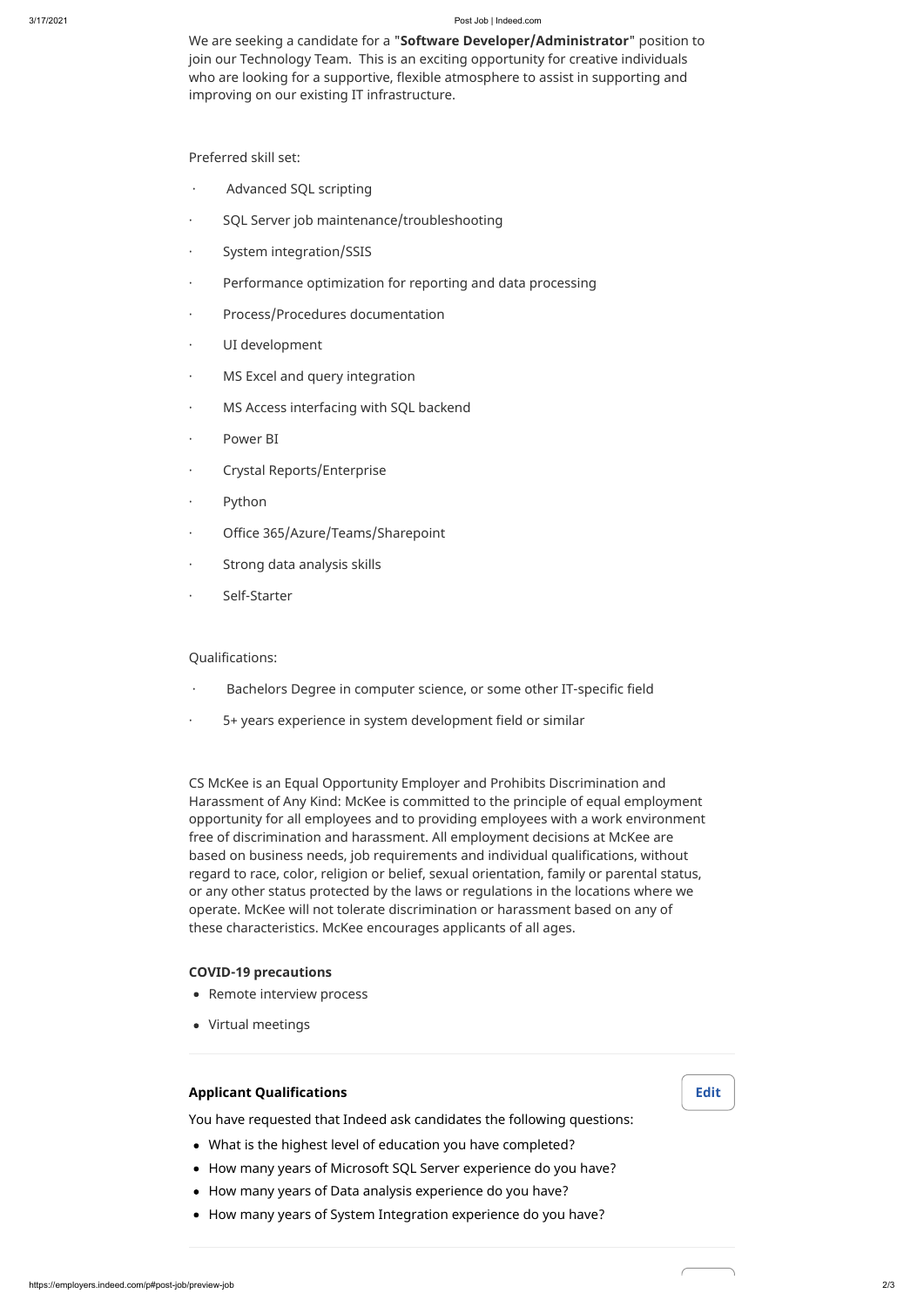We are seeking a candidate for a **"Software Developer/Administrator"** position to join our Technology Team. This is an exciting opportunity for creative individuals who are looking for a supportive, flexible atmosphere to assist in supporting and improving on our existing IT infrastructure.

Preferred skill set:

- Advanced SQL scripting
- SQL Server job maintenance/troubleshooting
- System integration/SSIS
- Performance optimization for reporting and data processing
- Process/Procedures documentation
- UI development
- MS Excel and query integration
- MS Access interfacing with SQL backend
- Power BI
- Crystal Reports/Enterprise
- Python
- Office 365/Azure/Teams/Sharepoint
- Strong data analysis skills
- Self-Starter

Qualifications:

- Bachelors Degree in computer science, or some other IT-specific field
- 5+ years experience in system development field or similar

CS McKee is an Equal Opportunity Employer and Prohibits Discrimination and Harassment of Any Kind: McKee is committed to the principle of equal employment opportunity for all employees and to providing employees with a work environment free of discrimination and harassment. All employment decisions at McKee are based on business needs, job requirements and individual qualifications, without regard to race, color, religion or belief, sexual orientation, family or parental status, or any other status protected by the laws or regulations in the locations where we operate. McKee will not tolerate discrimination or harassment based on any of these characteristics. McKee encourages applicants of all ages.

**COVID-19 precautions**

- Remote interview process
- Virtual meetings

**Applicant Qualifications**

Edit

You have requested that Indeed ask candidates the following questions:

- What is the highest level of education you have completed?
- How many years of Microsoft SQL Server experience do you have?
- How many years of Data analysis experience do you have?
- How many years of System Integration experience do you have?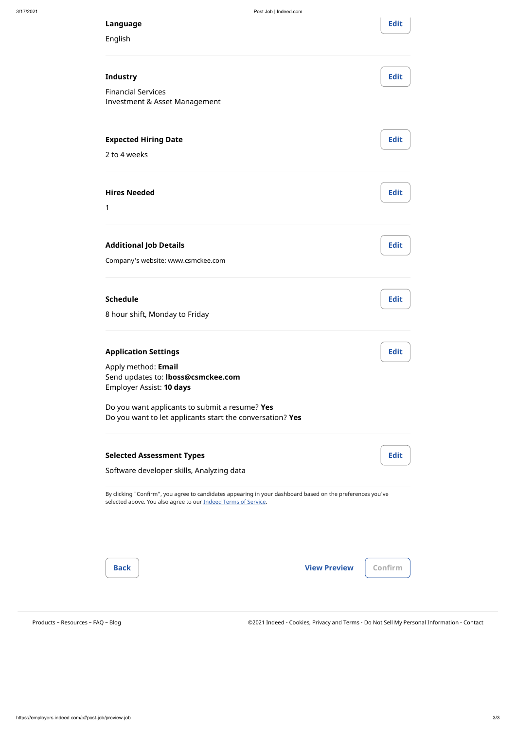**Language**

English

Edit

---

**Industry**

Financial Services
Investment & Asset Management

Edit

---

**Expected Hiring Date**

2 to 4 weeks

Edit

---

**Hires Needed**

1

Edit

---

**Additional Job Details**

Company's website: www.csmckee.com

Edit

---

**Schedule**

8 hour shift, Monday to Friday

Edit

---

**Application Settings**

Apply method: **Email**
Send updates to: **lboss@csmckee.com**
Employer Assist: **10 days**

Do you want applicants to submit a resume? **Yes**
Do you want to let applicants start the conversation? **Yes**

Edit

---

**Selected Assessment Types**

Software developer skills, Analyzing data

Edit

---

By clicking "Confirm", you agree to candidates appearing in your dashboard based on the preferences you've selected above. You also agree to our Indeed Terms of Service.

Back    View Preview    Confirm

Products – Resources – FAQ – Blog

©2021 Indeed - Cookies, Privacy and Terms - Do Not Sell My Personal Information - Contact